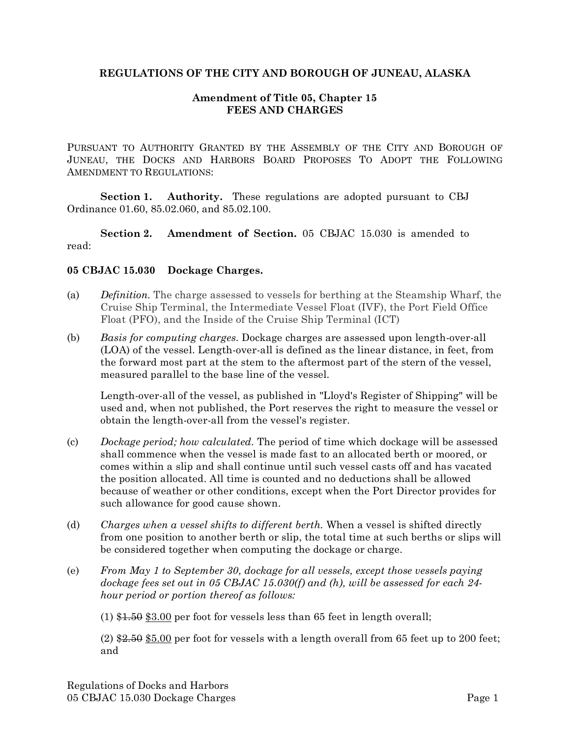**REGULATIONS OF THE CITY AND BOROUGH OF JUNEAU, ALASKA**

**Amendment of Title 05, Chapter 15**
**FEES AND CHARGES**

PURSUANT TO AUTHORITY GRANTED BY THE ASSEMBLY OF THE CITY AND BOROUGH OF JUNEAU, THE DOCKS AND HARBORS BOARD PROPOSES TO ADOPT THE FOLLOWING AMENDMENT TO REGULATIONS:

**Section 1. Authority.** These regulations are adopted pursuant to CBJ Ordinance 01.60, 85.02.060, and 85.02.100.

**Section 2. Amendment of Section.** 05 CBJAC 15.030 is amended to read:

**05 CBJAC 15.030 Dockage Charges.**

(a) *Definition.* The charge assessed to vessels for berthing at the Steamship Wharf, the Cruise Ship Terminal, the Intermediate Vessel Float (IVF), the Port Field Office Float (PFO), and the Inside of the Cruise Ship Terminal (ICT)

(b) *Basis for computing charges.* Dockage charges are assessed upon length-over-all (LOA) of the vessel. Length-over-all is defined as the linear distance, in feet, from the forward most part at the stem to the aftermost part of the stern of the vessel, measured parallel to the base line of the vessel.

Length-over-all of the vessel, as published in "Lloyd's Register of Shipping" will be used and, when not published, the Port reserves the right to measure the vessel or obtain the length-over-all from the vessel's register.

(c) *Dockage period; how calculated.* The period of time which dockage will be assessed shall commence when the vessel is made fast to an allocated berth or moored, or comes within a slip and shall continue until such vessel casts off and has vacated the position allocated. All time is counted and no deductions shall be allowed because of weather or other conditions, except when the Port Director provides for such allowance for good cause shown.

(d) *Charges when a vessel shifts to different berth.* When a vessel is shifted directly from one position to another berth or slip, the total time at such berths or slips will be considered together when computing the dockage or charge.

(e) *From May 1 to September 30, dockage for all vessels, except those vessels paying dockage fees set out in 05 CBJAC 15.030(f) and (h), will be assessed for each 24-hour period or portion thereof as follows:*

(1) ~~$1.50~~ <u>$3.00</u> per foot for vessels less than 65 feet in length overall;

(2) ~~$2.50~~ <u>$5.00</u> per foot for vessels with a length overall from 65 feet up to 200 feet; and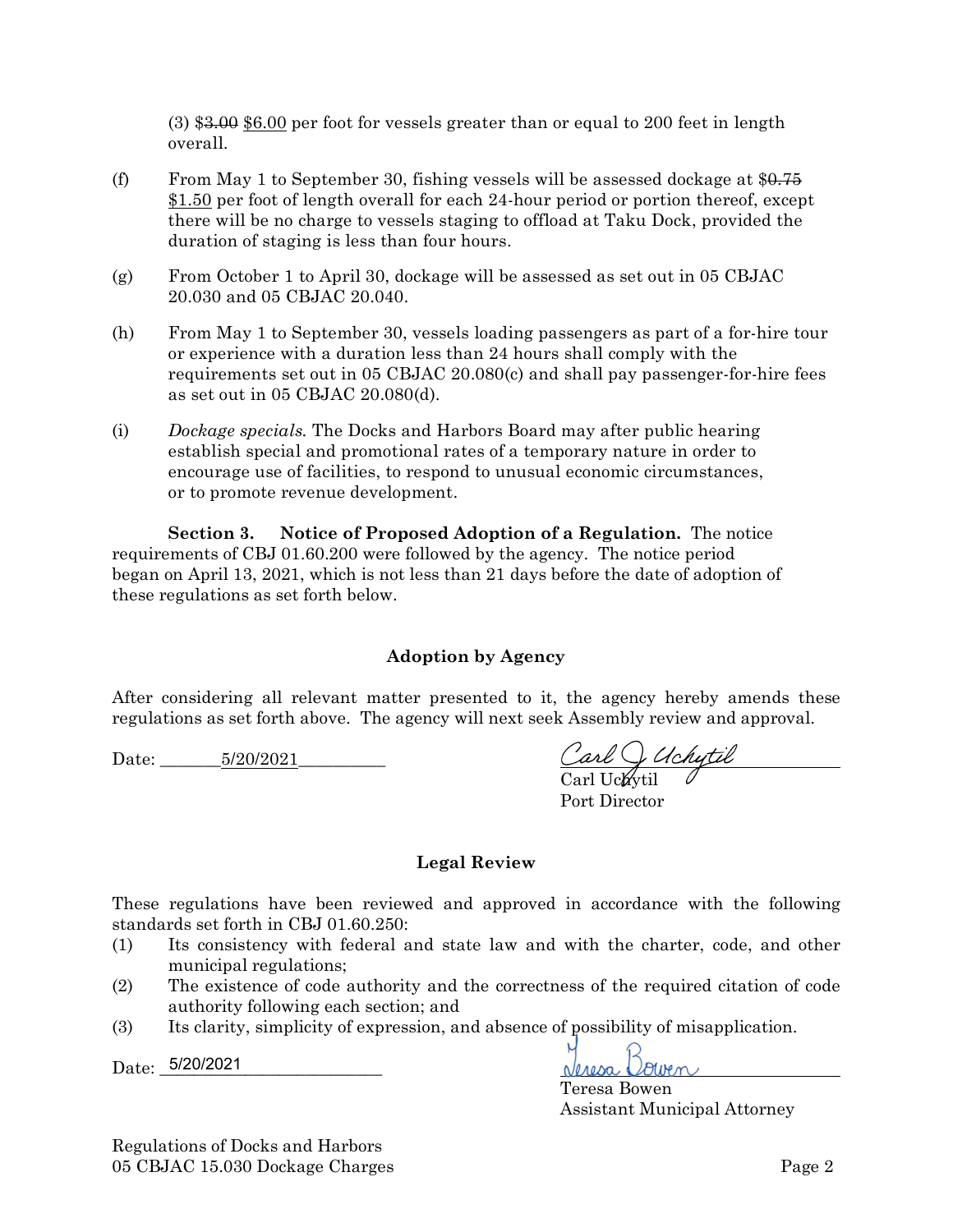(3) ~~$3.00~~ <u>$6.00</u> per foot for vessels greater than or equal to 200 feet in length overall.

(f) From May 1 to September 30, fishing vessels will be assessed dockage at ~~$0.75~~ <u>$1.50</u> per foot of length overall for each 24-hour period or portion thereof, except there will be no charge to vessels staging to offload at Taku Dock, provided the duration of staging is less than four hours.

(g) From October 1 to April 30, dockage will be assessed as set out in 05 CBJAC 20.030 and 05 CBJAC 20.040.

(h) From May 1 to September 30, vessels loading passengers as part of a for-hire tour or experience with a duration less than 24 hours shall comply with the requirements set out in 05 CBJAC 20.080(c) and shall pay passenger-for-hire fees as set out in 05 CBJAC 20.080(d).

(i) *Dockage specials.* The Docks and Harbors Board may after public hearing establish special and promotional rates of a temporary nature in order to encourage use of facilities, to respond to unusual economic circumstances, or to promote revenue development.

**Section 3. Notice of Proposed Adoption of a Regulation.** The notice requirements of CBJ 01.60.200 were followed by the agency. The notice period began on April 13, 2021, which is not less than 21 days before the date of adoption of these regulations as set forth below.

## Adoption by Agency

After considering all relevant matter presented to it, the agency hereby amends these regulations as set forth above. The agency will next seek Assembly review and approval.

Date: 5/20/2021

Carl J Uchytil
Carl Uchytil
Port Director

## Legal Review

These regulations have been reviewed and approved in accordance with the following standards set forth in CBJ 01.60.250:

(1) Its consistency with federal and state law and with the charter, code, and other municipal regulations;

(2) The existence of code authority and the correctness of the required citation of code authority following each section; and

(3) Its clarity, simplicity of expression, and absence of possibility of misapplication.

Date: 5/20/2021

Teresa Bowen
Teresa Bowen
Assistant Municipal Attorney

Regulations of Docks and Harbors
05 CBJAC 15.030 Dockage Charges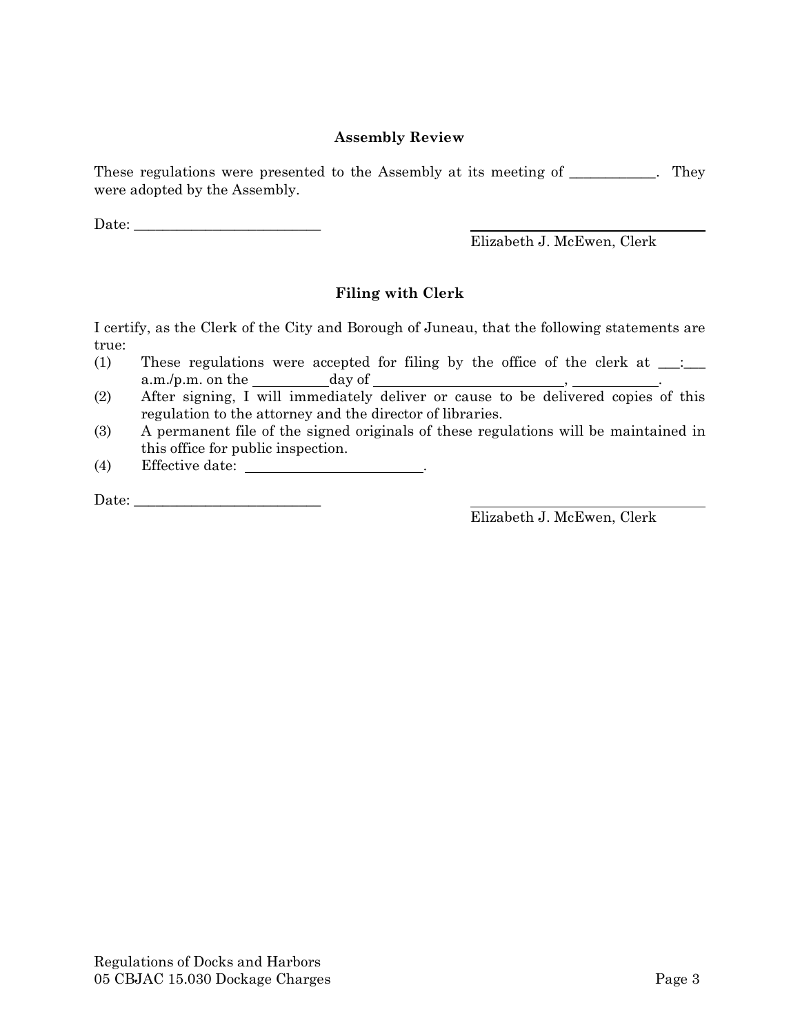### Assembly Review

These regulations were presented to the Assembly at its meeting of ____________. They were adopted by the Assembly.

Date: ___________________________

________________________________
Elizabeth J. McEwen, Clerk

### Filing with Clerk

I certify, as the Clerk of the City and Borough of Juneau, that the following statements are true:

(1) These regulations were accepted for filing by the office of the clerk at ___:___ a.m./p.m. on the ___________day of ___________________________, ____________.

(2) After signing, I will immediately deliver or cause to be delivered copies of this regulation to the attorney and the director of libraries.

(3) A permanent file of the signed originals of these regulations will be maintained in this office for public inspection.

(4) Effective date: _________________________.

Date: ___________________________

________________________________
Elizabeth J. McEwen, Clerk